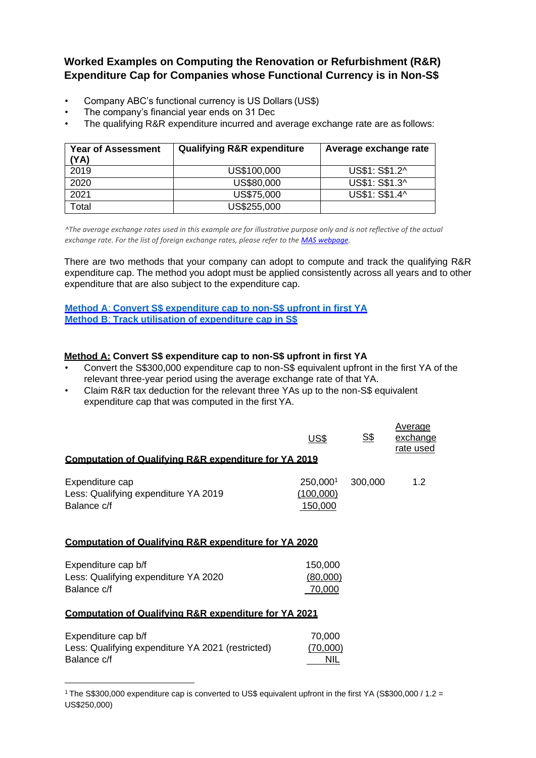## Worked Examples on Computing the Renovation or Refurbishment (R&R) Expenditure Cap for Companies whose Functional Currency is in Non-S$

- Company ABC's functional currency is US Dollars (US$)
- The company's financial year ends on 31 Dec
- The qualifying R&R expenditure incurred and average exchange rate are as follows:

| Year of Assessment (YA) | Qualifying R&R expenditure | Average exchange rate |
|---|---|---|
| 2019 | US$100,000 | US$1: S$1.2^ |
| 2020 | US$80,000 | US$1: S$1.3^ |
| 2021 | US$75,000 | US$1: S$1.4^ |
| Total | US$255,000 | |

*^The average exchange rates used in this example are for illustrative purpose only and is not reflective of the actual exchange rate. For the list of foreign exchange rates, please refer to the MAS webpage.*

There are two methods that your company can adopt to compute and track the qualifying R&R expenditure cap. The method you adopt must be applied consistently across all years and to other expenditure that are also subject to the expenditure cap.

Method A: Convert S$ expenditure cap to non-S$ upfront in first YA
Method B: Track utilisation of expenditure cap in S$

### Method A: Convert S$ expenditure cap to non-S$ upfront in first YA

- Convert the S$300,000 expenditure cap to non-S$ equivalent upfront in the first YA of the relevant three-year period using the average exchange rate of that YA.
- Claim R&R tax deduction for the relevant three YAs up to the non-S$ equivalent expenditure cap that was computed in the first YA.

| | US$ | S$ | Average exchange rate used |
|---|---|---|---|
| **Computation of Qualifying R&R expenditure for YA 2019** | | | |
| Expenditure cap | 250,000[1] | 300,000 | 1.2 |
| Less: Qualifying expenditure YA 2019 | (100,000) | | |
| Balance c/f | 150,000 | | |
| **Computation of Qualifying R&R expenditure for YA 2020** | | | |
| Expenditure cap b/f | 150,000 | | |
| Less: Qualifying expenditure YA 2020 | (80,000) | | |
| Balance c/f | 70,000 | | |
| **Computation of Qualifying R&R expenditure for YA 2021** | | | |
| Expenditure cap b/f | 70,000 | | |
| Less: Qualifying expenditure YA 2021 (restricted) | (70,000) | | |
| Balance c/f | NIL | | |

[1] The S$300,000 expenditure cap is converted to US$ equivalent upfront in the first YA (S$300,000 / 1.2 = US$250,000)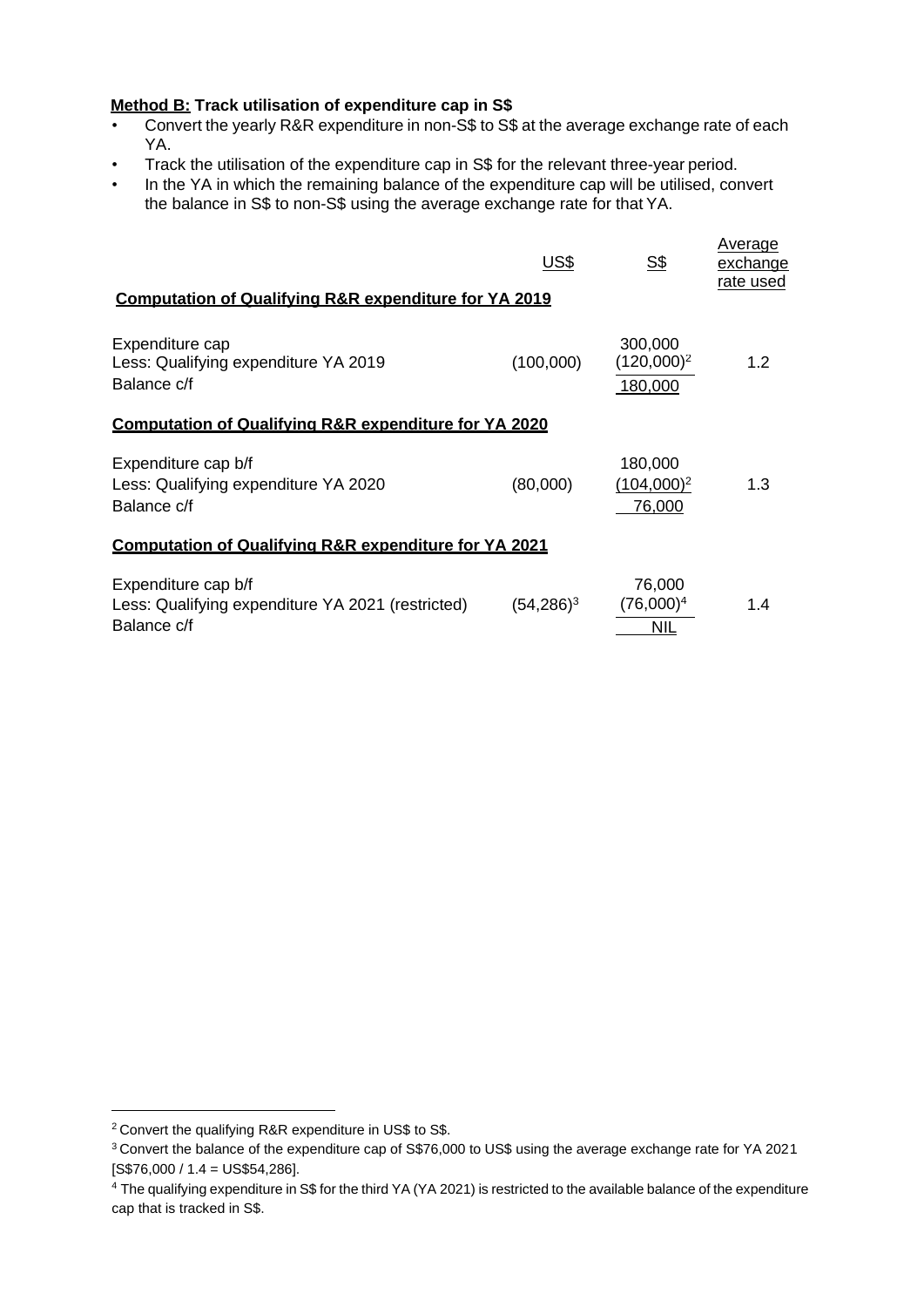**<u>Method B:</u> Track utilisation of expenditure cap in S$**

- Convert the yearly R&R expenditure in non-S$ to S$ at the average exchange rate of each YA.
- Track the utilisation of the expenditure cap in S$ for the relevant three-year period.
- In the YA in which the remaining balance of the expenditure cap will be utilised, convert the balance in S$ to non-S$ using the average exchange rate for that YA.

| | US$ | S$ | Average exchange rate used |
|---|---|---|---|
| **Computation of Qualifying R&R expenditure for YA 2019** | | | |
| Expenditure cap | | 300,000 | |
| Less: Qualifying expenditure YA 2019 | (100,000) | (120,000)[2] | 1.2 |
| Balance c/f | | 180,000 | |
| **Computation of Qualifying R&R expenditure for YA 2020** | | | |
| Expenditure cap b/f | | 180,000 | |
| Less: Qualifying expenditure YA 2020 | (80,000) | (104,000)[2] | 1.3 |
| Balance c/f | | 76,000 | |
| **Computation of Qualifying R&R expenditure for YA 2021** | | | |
| Expenditure cap b/f | | 76,000 | |
| Less: Qualifying expenditure YA 2021 (restricted) | (54,286)[3] | (76,000)[4] | 1.4 |
| Balance c/f | | NIL | |

---

[2] Convert the qualifying R&R expenditure in US$ to S$.

[3] Convert the balance of the expenditure cap of S$76,000 to US$ using the average exchange rate for YA 2021 [S$76,000 / 1.4 = US$54,286].

[4] The qualifying expenditure in S$ for the third YA (YA 2021) is restricted to the available balance of the expenditure cap that is tracked in S$.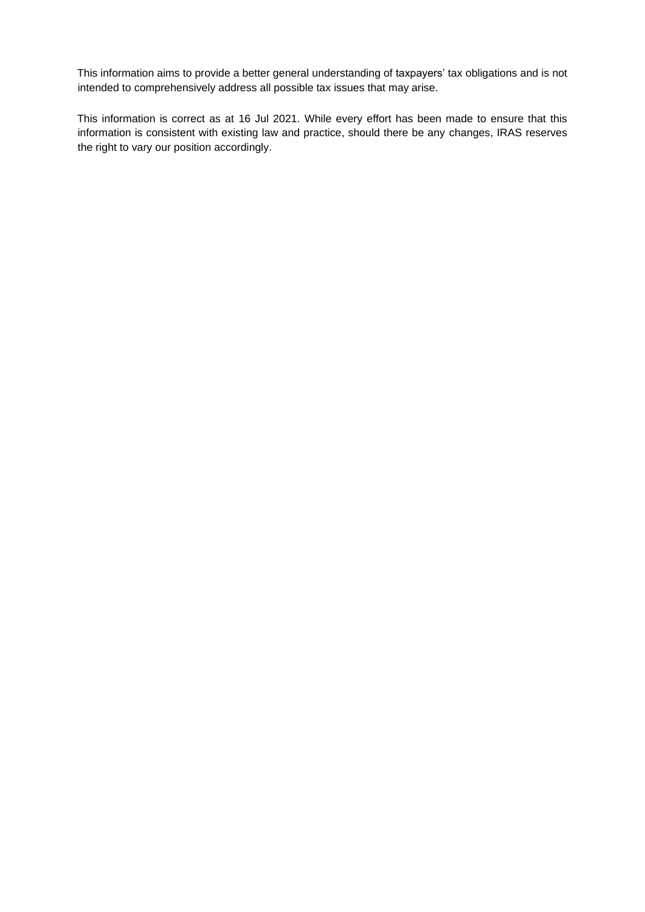This information aims to provide a better general understanding of taxpayers' tax obligations and is not intended to comprehensively address all possible tax issues that may arise.

This information is correct as at 16 Jul 2021. While every effort has been made to ensure that this information is consistent with existing law and practice, should there be any changes, IRAS reserves the right to vary our position accordingly.